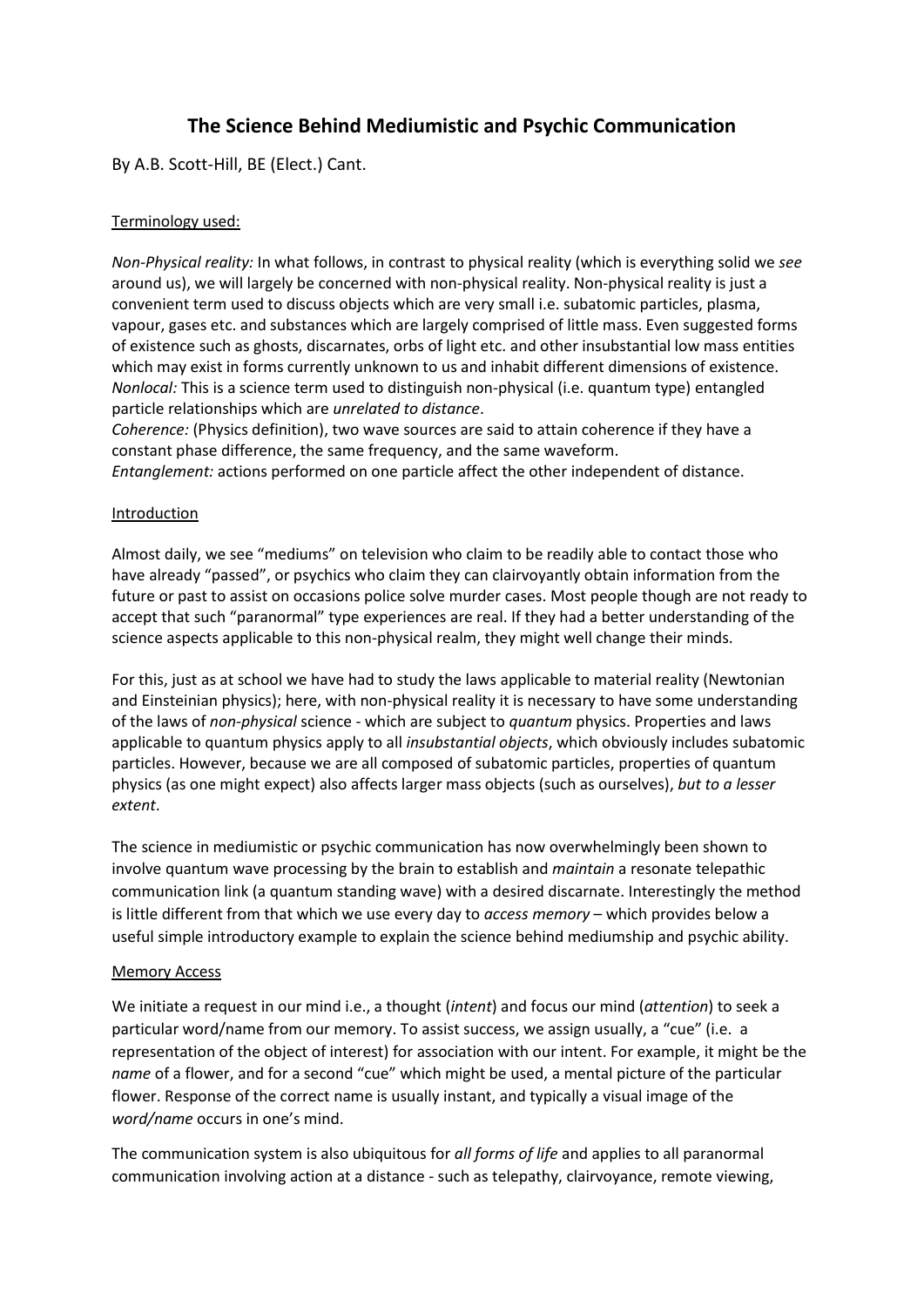# The Science Behind Mediumistic and Psychic Communication

By A.B. Scott-Hill, BE (Elect.) Cant.

## Terminology used:

*Non-Physical reality:* In what follows, in contrast to physical reality (which is everything solid we *see* around us), we will largely be concerned with non-physical reality. Non-physical reality is just a convenient term used to discuss objects which are very small i.e. subatomic particles, plasma, vapour, gases etc. and substances which are largely comprised of little mass. Even suggested forms of existence such as ghosts, discarnates, orbs of light etc. and other insubstantial low mass entities which may exist in forms currently unknown to us and inhabit different dimensions of existence.
*Nonlocal:* This is a science term used to distinguish non-physical (i.e. quantum type) entangled particle relationships which are *unrelated to distance*.
*Coherence:* (Physics definition), two wave sources are said to attain coherence if they have a constant phase difference, the same frequency, and the same waveform.
*Entanglement:* actions performed on one particle affect the other independent of distance.

## Introduction

Almost daily, we see "mediums" on television who claim to be readily able to contact those who have already "passed", or psychics who claim they can clairvoyantly obtain information from the future or past to assist on occasions police solve murder cases. Most people though are not ready to accept that such "paranormal" type experiences are real. If they had a better understanding of the science aspects applicable to this non-physical realm, they might well change their minds.

For this, just as at school we have had to study the laws applicable to material reality (Newtonian and Einsteinian physics); here, with non-physical reality it is necessary to have some understanding of the laws of *non-physical* science - which are subject to *quantum* physics. Properties and laws applicable to quantum physics apply to all *insubstantial objects*, which obviously includes subatomic particles. However, because we are all composed of subatomic particles, properties of quantum physics (as one might expect) also affects larger mass objects (such as ourselves), *but to a lesser extent*.

The science in mediumistic or psychic communication has now overwhelmingly been shown to involve quantum wave processing by the brain to establish and *maintain* a resonate telepathic communication link (a quantum standing wave) with a desired discarnate. Interestingly the method is little different from that which we use every day to *access memory* – which provides below a useful simple introductory example to explain the science behind mediumship and psychic ability.

## Memory Access

We initiate a request in our mind i.e., a thought (*intent*) and focus our mind (*attention*) to seek a particular word/name from our memory. To assist success, we assign usually, a "cue" (i.e. a representation of the object of interest) for association with our intent. For example, it might be the *name* of a flower, and for a second "cue" which might be used, a mental picture of the particular flower. Response of the correct name is usually instant, and typically a visual image of the *word/name* occurs in one's mind.

The communication system is also ubiquitous for *all forms of life* and applies to all paranormal communication involving action at a distance - such as telepathy, clairvoyance, remote viewing,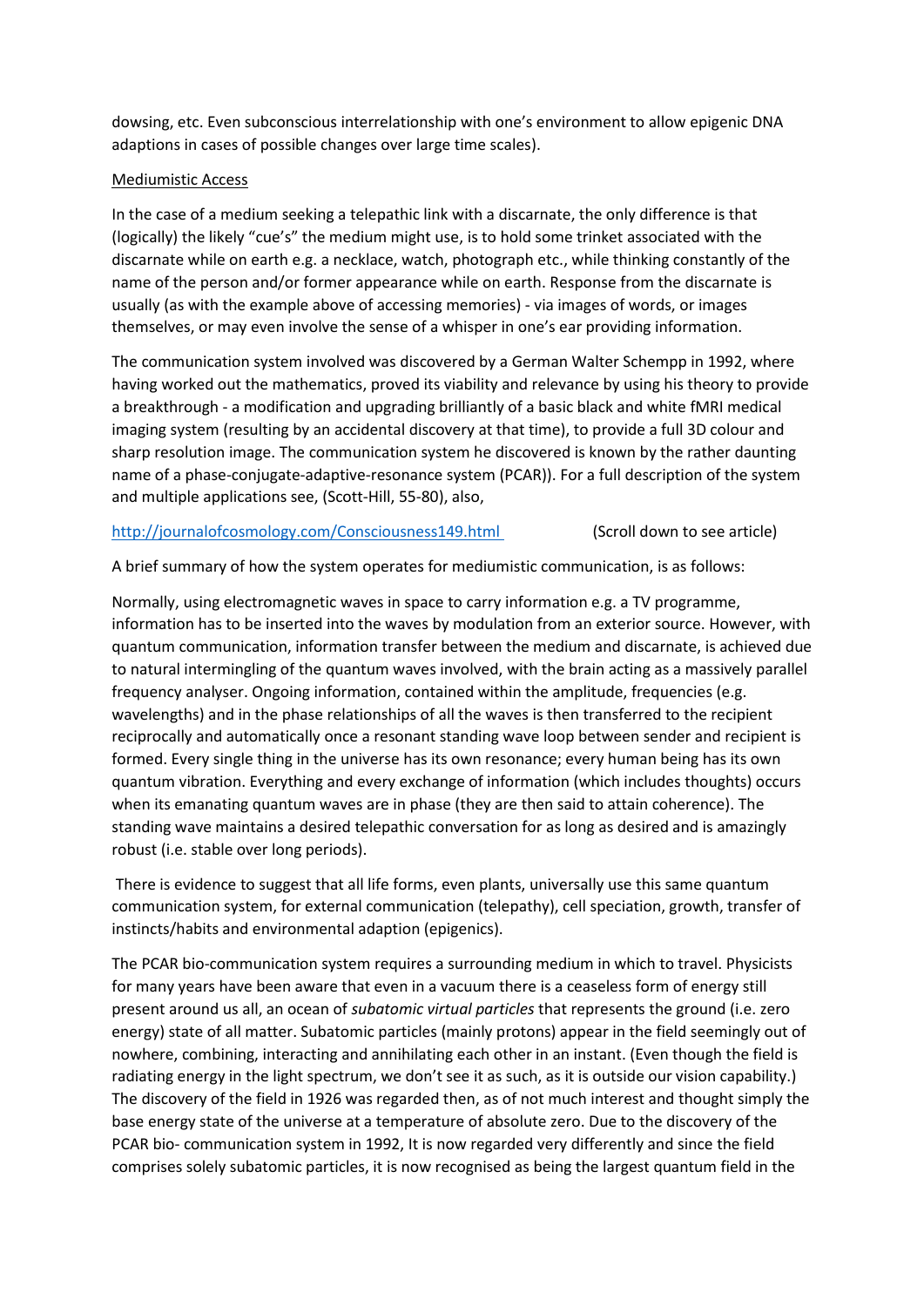dowsing, etc. Even subconscious interrelationship with one's environment to allow epigenic DNA adaptions in cases of possible changes over large time scales).

Mediumistic Access

In the case of a medium seeking a telepathic link with a discarnate, the only difference is that (logically) the likely "cue's" the medium might use, is to hold some trinket associated with the discarnate while on earth e.g. a necklace, watch, photograph etc., while thinking constantly of the name of the person and/or former appearance while on earth. Response from the discarnate is usually (as with the example above of accessing memories) - via images of words, or images themselves, or may even involve the sense of a whisper in one's ear providing information.

The communication system involved was discovered by a German Walter Schempp in 1992, where having worked out the mathematics, proved its viability and relevance by using his theory to provide a breakthrough - a modification and upgrading brilliantly of a basic black and white fMRI medical imaging system (resulting by an accidental discovery at that time), to provide a full 3D colour and sharp resolution image. The communication system he discovered is known by the rather daunting name of a phase-conjugate-adaptive-resonance system (PCAR)). For a full description of the system and multiple applications see, (Scott-Hill, 55-80), also,

http://journalofcosmology.com/Consciousness149.html (Scroll down to see article)

A brief summary of how the system operates for mediumistic communication, is as follows:

Normally, using electromagnetic waves in space to carry information e.g. a TV programme, information has to be inserted into the waves by modulation from an exterior source. However, with quantum communication, information transfer between the medium and discarnate, is achieved due to natural intermingling of the quantum waves involved, with the brain acting as a massively parallel frequency analyser. Ongoing information, contained within the amplitude, frequencies (e.g. wavelengths) and in the phase relationships of all the waves is then transferred to the recipient reciprocally and automatically once a resonant standing wave loop between sender and recipient is formed. Every single thing in the universe has its own resonance; every human being has its own quantum vibration. Everything and every exchange of information (which includes thoughts) occurs when its emanating quantum waves are in phase (they are then said to attain coherence). The standing wave maintains a desired telepathic conversation for as long as desired and is amazingly robust (i.e. stable over long periods).

There is evidence to suggest that all life forms, even plants, universally use this same quantum communication system, for external communication (telepathy), cell speciation, growth, transfer of instincts/habits and environmental adaption (epigenics).

The PCAR bio-communication system requires a surrounding medium in which to travel. Physicists for many years have been aware that even in a vacuum there is a ceaseless form of energy still present around us all, an ocean of *subatomic virtual particles* that represents the ground (i.e. zero energy) state of all matter. Subatomic particles (mainly protons) appear in the field seemingly out of nowhere, combining, interacting and annihilating each other in an instant. (Even though the field is radiating energy in the light spectrum, we don't see it as such, as it is outside our vision capability.) The discovery of the field in 1926 was regarded then, as of not much interest and thought simply the base energy state of the universe at a temperature of absolute zero. Due to the discovery of the PCAR bio- communication system in 1992, It is now regarded very differently and since the field comprises solely subatomic particles, it is now recognised as being the largest quantum field in the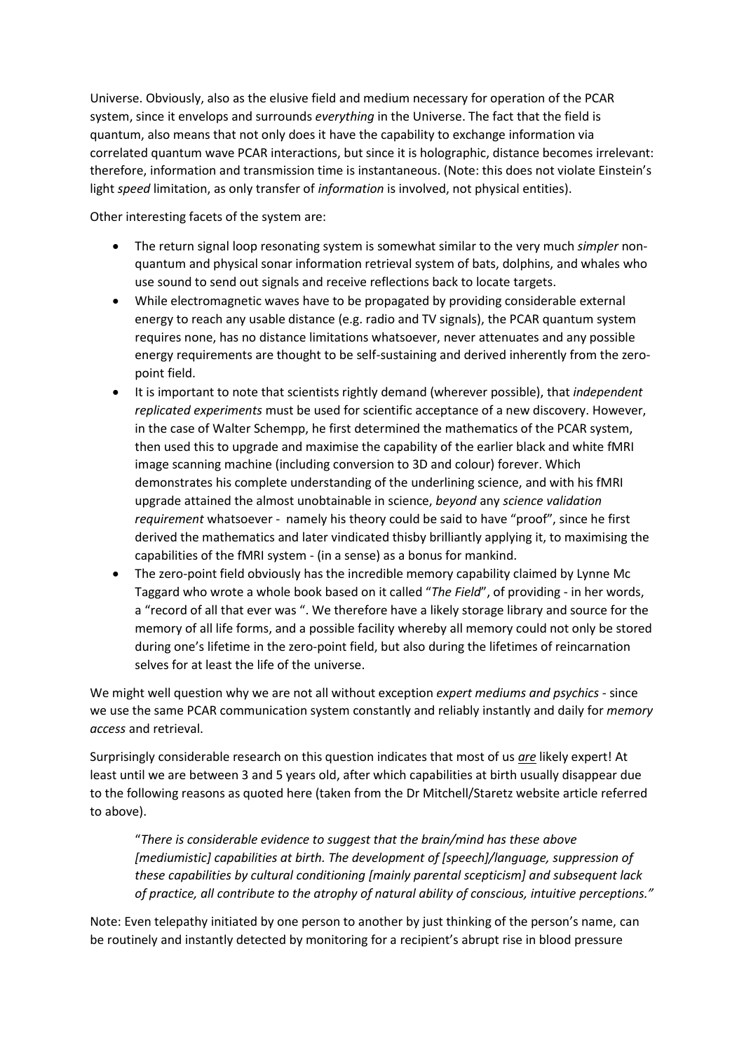Universe. Obviously, also as the elusive field and medium necessary for operation of the PCAR system, since it envelops and surrounds *everything* in the Universe. The fact that the field is quantum, also means that not only does it have the capability to exchange information via correlated quantum wave PCAR interactions, but since it is holographic, distance becomes irrelevant: therefore, information and transmission time is instantaneous. (Note: this does not violate Einstein's light *speed* limitation, as only transfer of *information* is involved, not physical entities).

Other interesting facets of the system are:

- The return signal loop resonating system is somewhat similar to the very much *simpler* non-quantum and physical sonar information retrieval system of bats, dolphins, and whales who use sound to send out signals and receive reflections back to locate targets.
- While electromagnetic waves have to be propagated by providing considerable external energy to reach any usable distance (e.g. radio and TV signals), the PCAR quantum system requires none, has no distance limitations whatsoever, never attenuates and any possible energy requirements are thought to be self-sustaining and derived inherently from the zero-point field.
- It is important to note that scientists rightly demand (wherever possible), that *independent replicated experiments* must be used for scientific acceptance of a new discovery. However, in the case of Walter Schempp, he first determined the mathematics of the PCAR system, then used this to upgrade and maximise the capability of the earlier black and white fMRI image scanning machine (including conversion to 3D and colour) forever. Which demonstrates his complete understanding of the underlining science, and with his fMRI upgrade attained the almost unobtainable in science, *beyond* any *science validation requirement* whatsoever - namely his theory could be said to have "proof", since he first derived the mathematics and later vindicated thisby brilliantly applying it, to maximising the capabilities of the fMRI system - (in a sense) as a bonus for mankind.
- The zero-point field obviously has the incredible memory capability claimed by Lynne Mc Taggard who wrote a whole book based on it called "*The Field*", of providing - in her words, a "record of all that ever was ". We therefore have a likely storage library and source for the memory of all life forms, and a possible facility whereby all memory could not only be stored during one's lifetime in the zero-point field, but also during the lifetimes of reincarnation selves for at least the life of the universe.

We might well question why we are not all without exception *expert mediums and psychics* - since we use the same PCAR communication system constantly and reliably instantly and daily for *memory access* and retrieval.

Surprisingly considerable research on this question indicates that most of us ***are*** likely expert! At least until we are between 3 and 5 years old, after which capabilities at birth usually disappear due to the following reasons as quoted here (taken from the Dr Mitchell/Staretz website article referred to above).

> "*There is considerable evidence to suggest that the brain/mind has these above [mediumistic] capabilities at birth. The development of [speech]/language, suppression of these capabilities by cultural conditioning [mainly parental scepticism] and subsequent lack of practice, all contribute to the atrophy of natural ability of conscious, intuitive perceptions."*

Note: Even telepathy initiated by one person to another by just thinking of the person's name, can be routinely and instantly detected by monitoring for a recipient's abrupt rise in blood pressure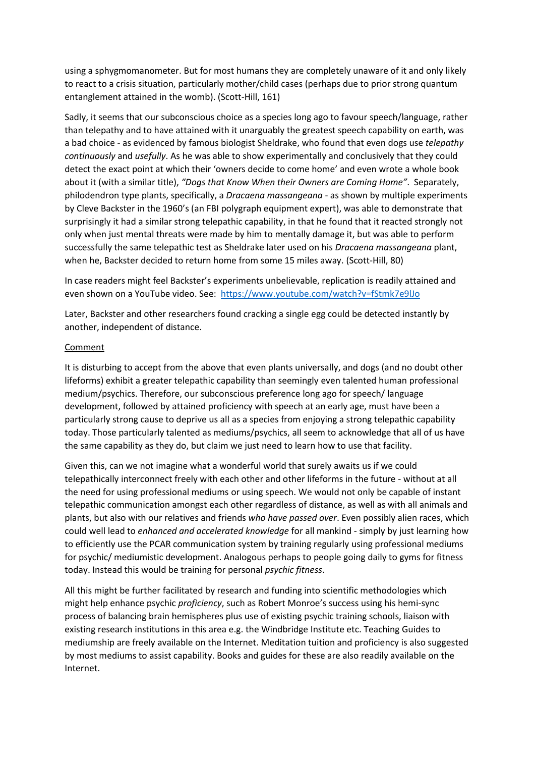using a sphygmomanometer. But for most humans they are completely unaware of it and only likely to react to a crisis situation, particularly mother/child cases (perhaps due to prior strong quantum entanglement attained in the womb). (Scott-Hill, 161)

Sadly, it seems that our subconscious choice as a species long ago to favour speech/language, rather than telepathy and to have attained with it unarguably the greatest speech capability on earth, was a bad choice - as evidenced by famous biologist Sheldrake, who found that even dogs use *telepathy continuously* and *usefully*. As he was able to show experimentally and conclusively that they could detect the exact point at which their 'owners decide to come home' and even wrote a whole book about it (with a similar title), *"Dogs that Know When their Owners are Coming Home"*. Separately, philodendron type plants, specifically, a *Dracaena massangeana* - as shown by multiple experiments by Cleve Backster in the 1960's (an FBI polygraph equipment expert), was able to demonstrate that surprisingly it had a similar strong telepathic capability, in that he found that it reacted strongly not only when just mental threats were made by him to mentally damage it, but was able to perform successfully the same telepathic test as Sheldrake later used on his *Dracaena massangeana* plant, when he, Backster decided to return home from some 15 miles away. (Scott-Hill, 80)

In case readers might feel Backster's experiments unbelievable, replication is readily attained and even shown on a YouTube video. See: https://www.youtube.com/watch?v=fStmk7e9lJo

Later, Backster and other researchers found cracking a single egg could be detected instantly by another, independent of distance.

Comment

It is disturbing to accept from the above that even plants universally, and dogs (and no doubt other lifeforms) exhibit a greater telepathic capability than seemingly even talented human professional medium/psychics. Therefore, our subconscious preference long ago for speech/ language development, followed by attained proficiency with speech at an early age, must have been a particularly strong cause to deprive us all as a species from enjoying a strong telepathic capability today. Those particularly talented as mediums/psychics, all seem to acknowledge that all of us have the same capability as they do, but claim we just need to learn how to use that facility.

Given this, can we not imagine what a wonderful world that surely awaits us if we could telepathically interconnect freely with each other and other lifeforms in the future - without at all the need for using professional mediums or using speech. We would not only be capable of instant telepathic communication amongst each other regardless of distance, as well as with all animals and plants, but also with our relatives and friends *who have passed over*. Even possibly alien races, which could well lead to *enhanced and accelerated knowledge* for all mankind - simply by just learning how to efficiently use the PCAR communication system by training regularly using professional mediums for psychic/ mediumistic development. Analogous perhaps to people going daily to gyms for fitness today. Instead this would be training for personal *psychic fitness*.

All this might be further facilitated by research and funding into scientific methodologies which might help enhance psychic *proficiency*, such as Robert Monroe's success using his hemi-sync process of balancing brain hemispheres plus use of existing psychic training schools, liaison with existing research institutions in this area e.g. the Windbridge Institute etc. Teaching Guides to mediumship are freely available on the Internet. Meditation tuition and proficiency is also suggested by most mediums to assist capability. Books and guides for these are also readily available on the Internet.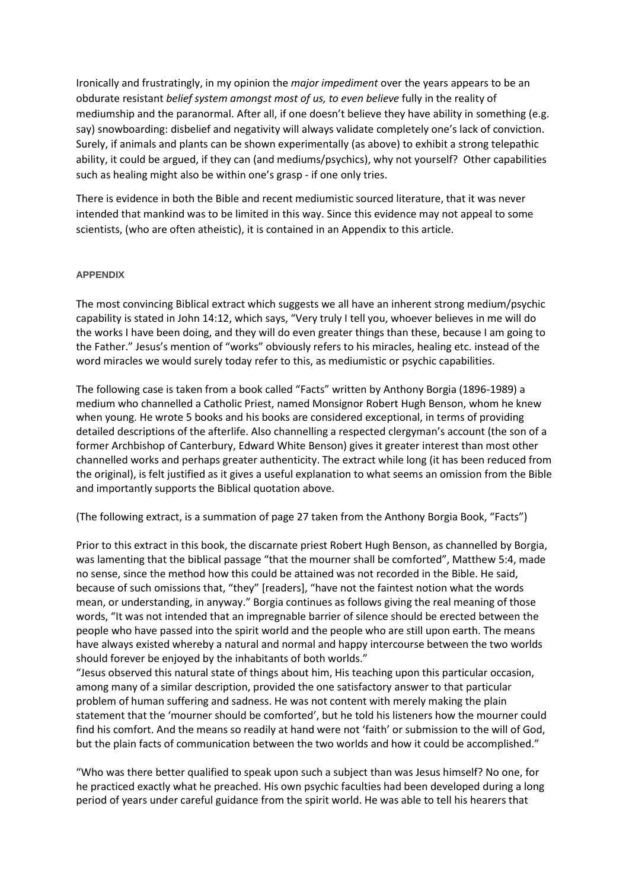Ironically and frustratingly, in my opinion the *major impediment* over the years appears to be an obdurate resistant *belief system amongst most of us, to even believe* fully in the reality of mediumship and the paranormal. After all, if one doesn't believe they have ability in something (e.g. say) snowboarding: disbelief and negativity will always validate completely one's lack of conviction. Surely, if animals and plants can be shown experimentally (as above) to exhibit a strong telepathic ability, it could be argued, if they can (and mediums/psychics), why not yourself? Other capabilities such as healing might also be within one's grasp - if one only tries.

There is evidence in both the Bible and recent mediumistic sourced literature, that it was never intended that mankind was to be limited in this way. Since this evidence may not appeal to some scientists, (who are often atheistic), it is contained in an Appendix to this article.

## APPENDIX

The most convincing Biblical extract which suggests we all have an inherent strong medium/psychic capability is stated in John 14:12, which says, "Very truly I tell you, whoever believes in me will do the works I have been doing, and they will do even greater things than these, because I am going to the Father." Jesus's mention of "works" obviously refers to his miracles, healing etc. instead of the word miracles we would surely today refer to this, as mediumistic or psychic capabilities.

The following case is taken from a book called "Facts" written by Anthony Borgia (1896-1989) a medium who channelled a Catholic Priest, named Monsignor Robert Hugh Benson, whom he knew when young. He wrote 5 books and his books are considered exceptional, in terms of providing detailed descriptions of the afterlife. Also channelling a respected clergyman's account (the son of a former Archbishop of Canterbury, Edward White Benson) gives it greater interest than most other channelled works and perhaps greater authenticity. The extract while long (it has been reduced from the original), is felt justified as it gives a useful explanation to what seems an omission from the Bible and importantly supports the Biblical quotation above.

(The following extract, is a summation of page 27 taken from the Anthony Borgia Book, "Facts")

Prior to this extract in this book, the discarnate priest Robert Hugh Benson, as channelled by Borgia, was lamenting that the biblical passage "that the mourner shall be comforted", Matthew 5:4, made no sense, since the method how this could be attained was not recorded in the Bible. He said, because of such omissions that, "they" [readers], "have not the faintest notion what the words mean, or understanding, in anyway." Borgia continues as follows giving the real meaning of those words, "It was not intended that an impregnable barrier of silence should be erected between the people who have passed into the spirit world and the people who are still upon earth. The means have always existed whereby a natural and normal and happy intercourse between the two worlds should forever be enjoyed by the inhabitants of both worlds."
"Jesus observed this natural state of things about him, His teaching upon this particular occasion, among many of a similar description, provided the one satisfactory answer to that particular problem of human suffering and sadness. He was not content with merely making the plain statement that the 'mourner should be comforted', but he told his listeners how the mourner could find his comfort. And the means so readily at hand were not 'faith' or submission to the will of God, but the plain facts of communication between the two worlds and how it could be accomplished."

"Who was there better qualified to speak upon such a subject than was Jesus himself? No one, for he practiced exactly what he preached. His own psychic faculties had been developed during a long period of years under careful guidance from the spirit world. He was able to tell his hearers that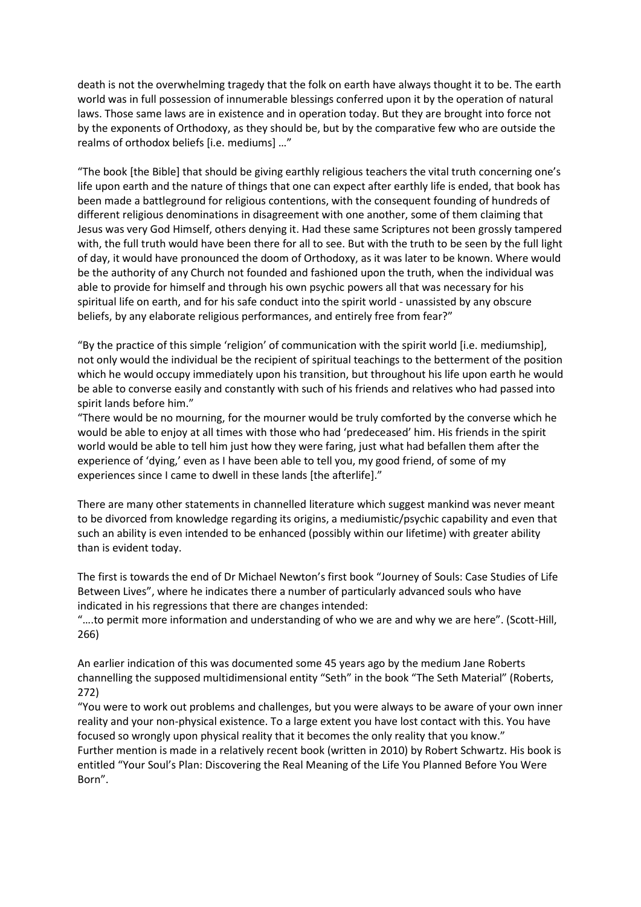death is not the overwhelming tragedy that the folk on earth have always thought it to be. The earth world was in full possession of innumerable blessings conferred upon it by the operation of natural laws. Those same laws are in existence and in operation today. But they are brought into force not by the exponents of Orthodoxy, as they should be, but by the comparative few who are outside the realms of orthodox beliefs [i.e. mediums] …"

"The book [the Bible] that should be giving earthly religious teachers the vital truth concerning one's life upon earth and the nature of things that one can expect after earthly life is ended, that book has been made a battleground for religious contentions, with the consequent founding of hundreds of different religious denominations in disagreement with one another, some of them claiming that Jesus was very God Himself, others denying it. Had these same Scriptures not been grossly tampered with, the full truth would have been there for all to see. But with the truth to be seen by the full light of day, it would have pronounced the doom of Orthodoxy, as it was later to be known. Where would be the authority of any Church not founded and fashioned upon the truth, when the individual was able to provide for himself and through his own psychic powers all that was necessary for his spiritual life on earth, and for his safe conduct into the spirit world - unassisted by any obscure beliefs, by any elaborate religious performances, and entirely free from fear?"

"By the practice of this simple 'religion' of communication with the spirit world [i.e. mediumship], not only would the individual be the recipient of spiritual teachings to the betterment of the position which he would occupy immediately upon his transition, but throughout his life upon earth he would be able to converse easily and constantly with such of his friends and relatives who had passed into spirit lands before him."

"There would be no mourning, for the mourner would be truly comforted by the converse which he would be able to enjoy at all times with those who had 'predeceased' him. His friends in the spirit world would be able to tell him just how they were faring, just what had befallen them after the experience of 'dying,' even as I have been able to tell you, my good friend, of some of my experiences since I came to dwell in these lands [the afterlife]."

There are many other statements in channelled literature which suggest mankind was never meant to be divorced from knowledge regarding its origins, a mediumistic/psychic capability and even that such an ability is even intended to be enhanced (possibly within our lifetime) with greater ability than is evident today.

The first is towards the end of Dr Michael Newton's first book "Journey of Souls: Case Studies of Life Between Lives", where he indicates there a number of particularly advanced souls who have indicated in his regressions that there are changes intended:

"….to permit more information and understanding of who we are and why we are here". (Scott-Hill, 266)

An earlier indication of this was documented some 45 years ago by the medium Jane Roberts channelling the supposed multidimensional entity "Seth" in the book "The Seth Material" (Roberts, 272)

"You were to work out problems and challenges, but you were always to be aware of your own inner reality and your non-physical existence. To a large extent you have lost contact with this. You have focused so wrongly upon physical reality that it becomes the only reality that you know."

Further mention is made in a relatively recent book (written in 2010) by Robert Schwartz. His book is entitled "Your Soul's Plan: Discovering the Real Meaning of the Life You Planned Before You Were Born".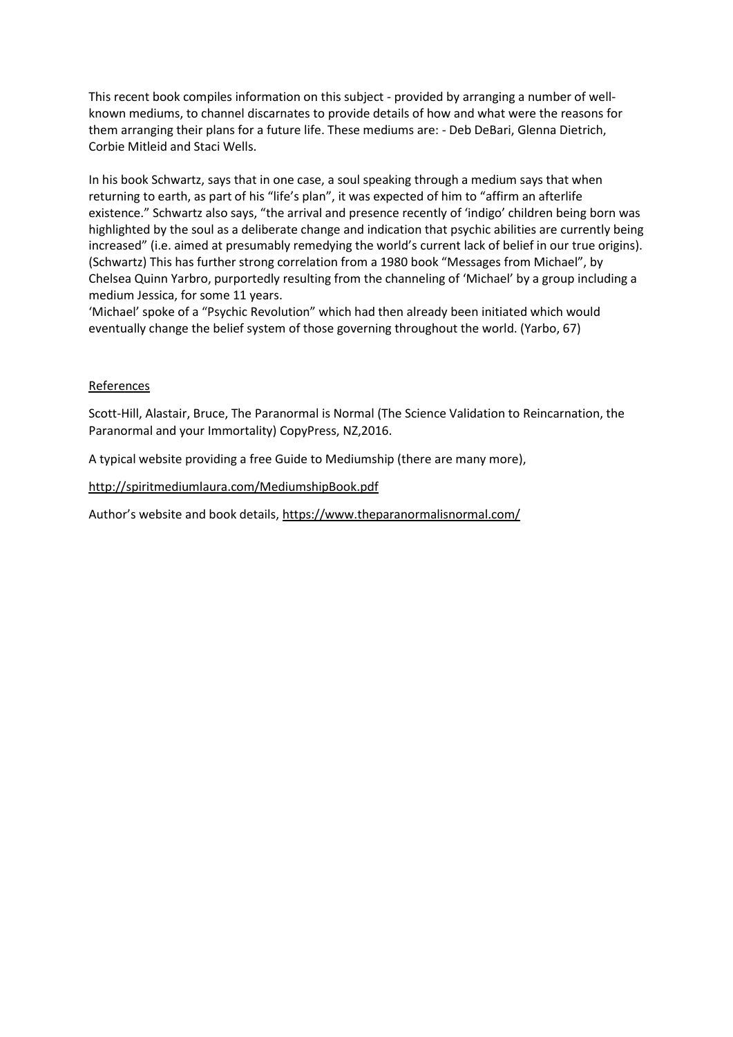This recent book compiles information on this subject - provided by arranging a number of well-known mediums, to channel discarnates to provide details of how and what were the reasons for them arranging their plans for a future life. These mediums are: - Deb DeBari, Glenna Dietrich, Corbie Mitleid and Staci Wells.

In his book Schwartz, says that in one case, a soul speaking through a medium says that when returning to earth, as part of his "life's plan", it was expected of him to "affirm an afterlife existence." Schwartz also says, "the arrival and presence recently of 'indigo' children being born was highlighted by the soul as a deliberate change and indication that psychic abilities are currently being increased" (i.e. aimed at presumably remedying the world's current lack of belief in our true origins). (Schwartz) This has further strong correlation from a 1980 book "Messages from Michael", by Chelsea Quinn Yarbro, purportedly resulting from the channeling of 'Michael' by a group including a medium Jessica, for some 11 years.
'Michael' spoke of a "Psychic Revolution" which had then already been initiated which would eventually change the belief system of those governing throughout the world. (Yarbo, 67)

## References

Scott-Hill, Alastair, Bruce, The Paranormal is Normal (The Science Validation to Reincarnation, the Paranormal and your Immortality) CopyPress, NZ,2016.

A typical website providing a free Guide to Mediumship (there are many more),

http://spiritmediumlaura.com/MediumshipBook.pdf

Author's website and book details, https://www.theparanormalisnormal.com/